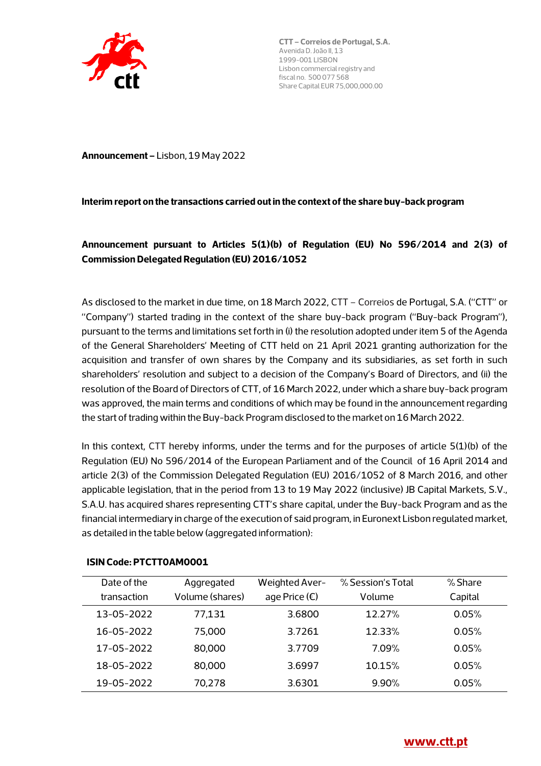**CTT – Correios de Portugal, S.A.**
Avenida D. João II, 13
1999-001 LISBON
Lisbon commercial registry and
fiscal no. 500 077 568
Share Capital EUR 75,000,000.00

**Announcement –** Lisbon, 19 May 2022

**Interim report on the transactions carried out in the context of the share buy-back program**

**Announcement pursuant to Articles 5(1)(b) of Regulation (EU) No 596/2014 and 2(3) of Commission Delegated Regulation (EU) 2016/1052**

As disclosed to the market in due time, on 18 March 2022, CTT – Correios de Portugal, S.A. ("CTT" or "Company") started trading in the context of the share buy-back program ("Buy-back Program"), pursuant to the terms and limitations set forth in (i) the resolution adopted under item 5 of the Agenda of the General Shareholders' Meeting of CTT held on 21 April 2021 granting authorization for the acquisition and transfer of own shares by the Company and its subsidiaries, as set forth in such shareholders' resolution and subject to a decision of the Company's Board of Directors, and (ii) the resolution of the Board of Directors of CTT, of 16 March 2022, under which a share buy-back program was approved, the main terms and conditions of which may be found in the announcement regarding the start of trading within the Buy-back Program disclosed to the market on 16 March 2022.

In this context, CTT hereby informs, under the terms and for the purposes of article 5(1)(b) of the Regulation (EU) No 596/2014 of the European Parliament and of the Council of 16 April 2014 and article 2(3) of the Commission Delegated Regulation (EU) 2016/1052 of 8 March 2016, and other applicable legislation, that in the period from 13 to 19 May 2022 (inclusive) JB Capital Markets, S.V., S.A.U. has acquired shares representing CTT's share capital, under the Buy-back Program and as the financial intermediary in charge of the execution of said program, in Euronext Lisbon regulated market, as detailed in the table below (aggregated information):

**ISIN Code: PTCTT0AM0001**

| Date of the transaction | Aggregated Volume (shares) | Weighted Average Price (€) | % Session's Total Volume | % Share Capital |
|---|---|---|---|---|
| 13-05-2022 | 77,131 | 3.6800 | 12.27% | 0.05% |
| 16-05-2022 | 75,000 | 3.7261 | 12.33% | 0.05% |
| 17-05-2022 | 80,000 | 3.7709 | 7.09% | 0.05% |
| 18-05-2022 | 80,000 | 3.6997 | 10.15% | 0.05% |
| 19-05-2022 | 70,278 | 3.6301 | 9.90% | 0.05% |

www.ctt.pt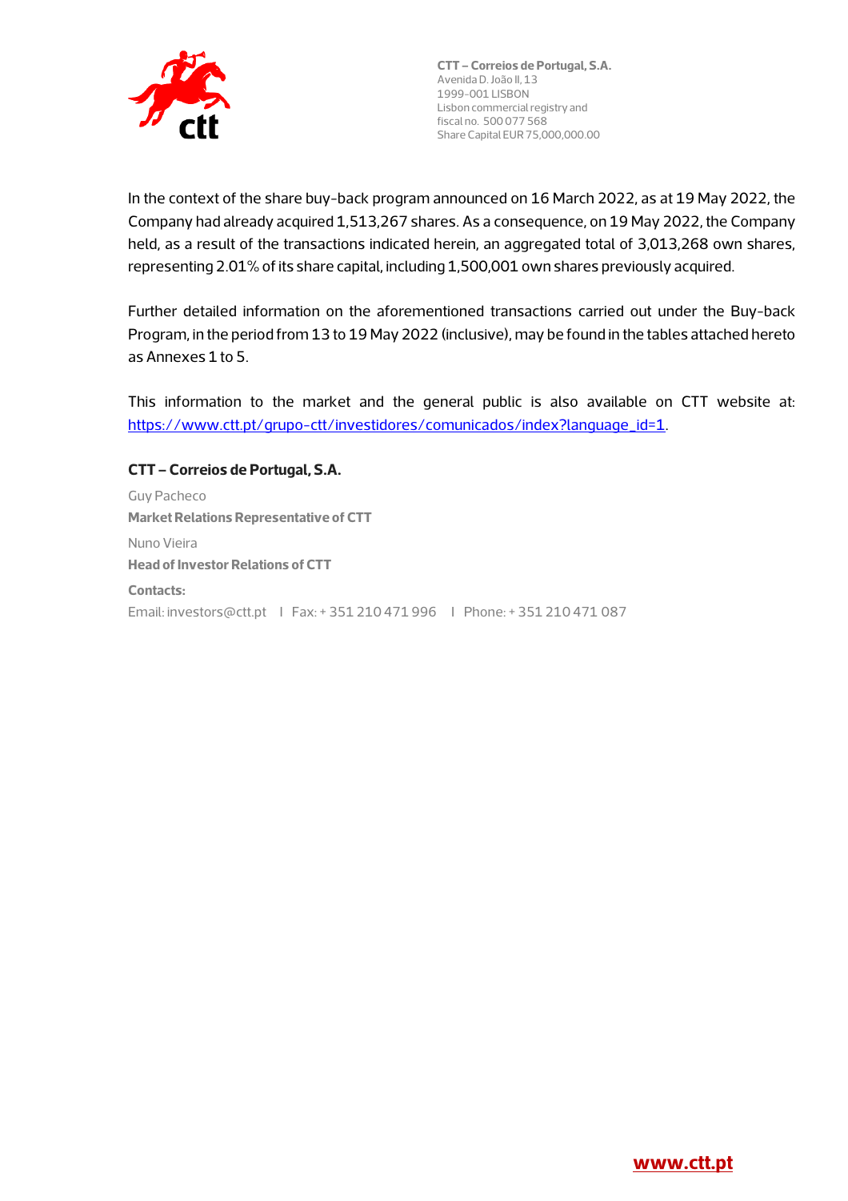In the context of the share buy-back program announced on 16 March 2022, as at 19 May 2022, the Company had already acquired 1,513,267 shares. As a consequence, on 19 May 2022, the Company held, as a result of the transactions indicated herein, an aggregated total of 3,013,268 own shares, representing 2.01% of its share capital, including 1,500,001 own shares previously acquired.

Further detailed information on the aforementioned transactions carried out under the Buy-back Program, in the period from 13 to 19 May 2022 (inclusive), may be found in the tables attached hereto as Annexes 1 to 5.

This information to the market and the general public is also available on CTT website at: https://www.ctt.pt/grupo-ctt/investidores/comunicados/index?language_id=1.

**CTT – Correios de Portugal, S.A.**

Guy Pacheco

**Market Relations Representative of CTT**

Nuno Vieira

**Head of Investor Relations of CTT**

**Contacts:**

Email: investors@ctt.pt | Fax: + 351 210 471 996 | Phone: + 351 210 471 087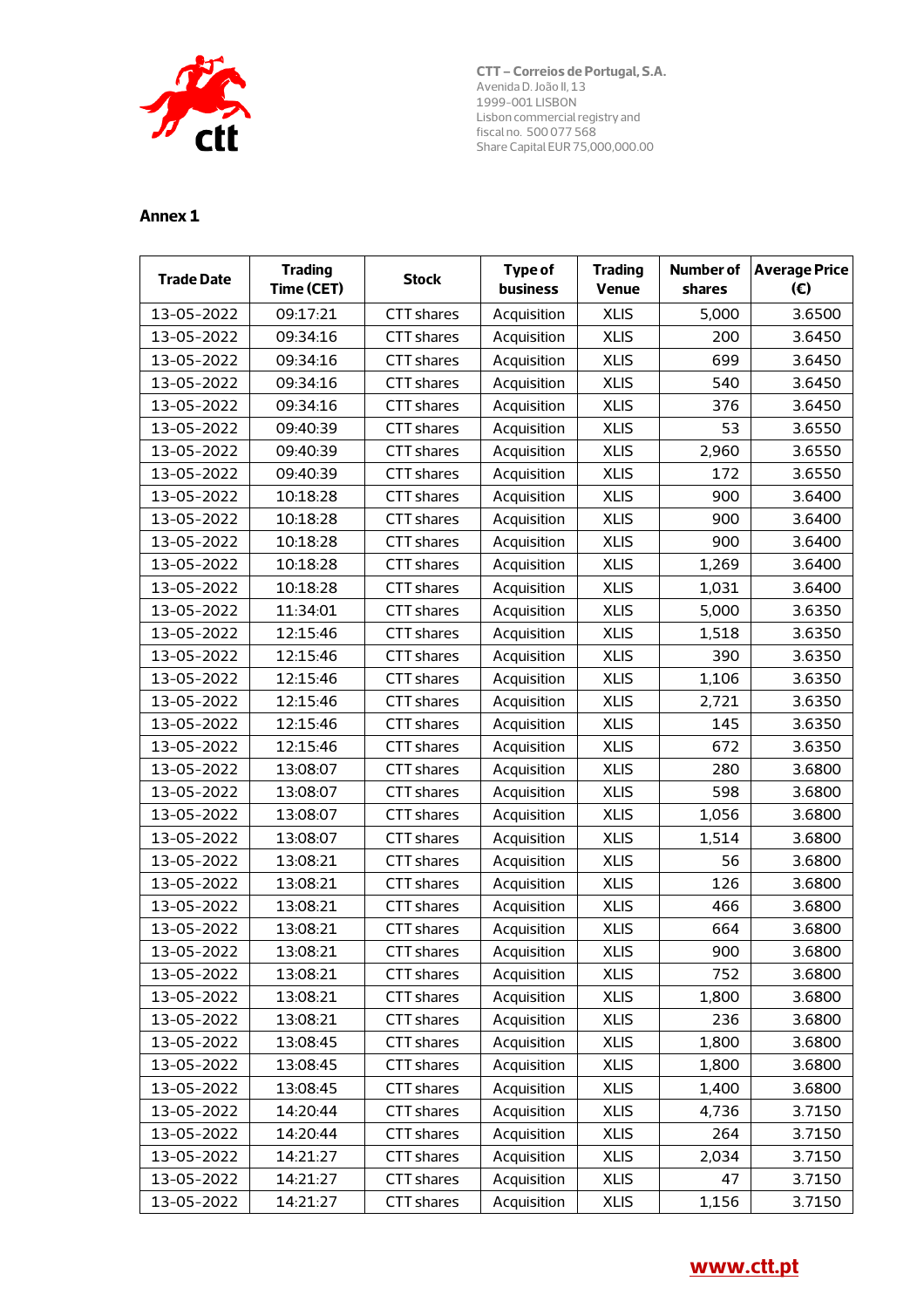CTT – Correios de Portugal, S.A.
Avenida D. João II, 13
1999-001 LISBON
Lisbon commercial registry and fiscal no. 500 077 568
Share Capital EUR 75,000,000.00

## Annex 1

| Trade Date | Trading Time (CET) | Stock | Type of business | Trading Venue | Number of shares | Average Price (€) |
|---|---|---|---|---|---|---|
| 13-05-2022 | 09:17:21 | CTT shares | Acquisition | XLIS | 5,000 | 3.6500 |
| 13-05-2022 | 09:34:16 | CTT shares | Acquisition | XLIS | 200 | 3.6450 |
| 13-05-2022 | 09:34:16 | CTT shares | Acquisition | XLIS | 699 | 3.6450 |
| 13-05-2022 | 09:34:16 | CTT shares | Acquisition | XLIS | 540 | 3.6450 |
| 13-05-2022 | 09:34:16 | CTT shares | Acquisition | XLIS | 376 | 3.6450 |
| 13-05-2022 | 09:40:39 | CTT shares | Acquisition | XLIS | 53 | 3.6550 |
| 13-05-2022 | 09:40:39 | CTT shares | Acquisition | XLIS | 2,960 | 3.6550 |
| 13-05-2022 | 09:40:39 | CTT shares | Acquisition | XLIS | 172 | 3.6550 |
| 13-05-2022 | 10:18:28 | CTT shares | Acquisition | XLIS | 900 | 3.6400 |
| 13-05-2022 | 10:18:28 | CTT shares | Acquisition | XLIS | 900 | 3.6400 |
| 13-05-2022 | 10:18:28 | CTT shares | Acquisition | XLIS | 900 | 3.6400 |
| 13-05-2022 | 10:18:28 | CTT shares | Acquisition | XLIS | 1,269 | 3.6400 |
| 13-05-2022 | 10:18:28 | CTT shares | Acquisition | XLIS | 1,031 | 3.6400 |
| 13-05-2022 | 11:34:01 | CTT shares | Acquisition | XLIS | 5,000 | 3.6350 |
| 13-05-2022 | 12:15:46 | CTT shares | Acquisition | XLIS | 1,518 | 3.6350 |
| 13-05-2022 | 12:15:46 | CTT shares | Acquisition | XLIS | 390 | 3.6350 |
| 13-05-2022 | 12:15:46 | CTT shares | Acquisition | XLIS | 1,106 | 3.6350 |
| 13-05-2022 | 12:15:46 | CTT shares | Acquisition | XLIS | 2,721 | 3.6350 |
| 13-05-2022 | 12:15:46 | CTT shares | Acquisition | XLIS | 145 | 3.6350 |
| 13-05-2022 | 12:15:46 | CTT shares | Acquisition | XLIS | 672 | 3.6350 |
| 13-05-2022 | 13:08:07 | CTT shares | Acquisition | XLIS | 280 | 3.6800 |
| 13-05-2022 | 13:08:07 | CTT shares | Acquisition | XLIS | 598 | 3.6800 |
| 13-05-2022 | 13:08:07 | CTT shares | Acquisition | XLIS | 1,056 | 3.6800 |
| 13-05-2022 | 13:08:07 | CTT shares | Acquisition | XLIS | 1,514 | 3.6800 |
| 13-05-2022 | 13:08:21 | CTT shares | Acquisition | XLIS | 56 | 3.6800 |
| 13-05-2022 | 13:08:21 | CTT shares | Acquisition | XLIS | 126 | 3.6800 |
| 13-05-2022 | 13:08:21 | CTT shares | Acquisition | XLIS | 466 | 3.6800 |
| 13-05-2022 | 13:08:21 | CTT shares | Acquisition | XLIS | 664 | 3.6800 |
| 13-05-2022 | 13:08:21 | CTT shares | Acquisition | XLIS | 900 | 3.6800 |
| 13-05-2022 | 13:08:21 | CTT shares | Acquisition | XLIS | 752 | 3.6800 |
| 13-05-2022 | 13:08:21 | CTT shares | Acquisition | XLIS | 1,800 | 3.6800 |
| 13-05-2022 | 13:08:21 | CTT shares | Acquisition | XLIS | 236 | 3.6800 |
| 13-05-2022 | 13:08:45 | CTT shares | Acquisition | XLIS | 1,800 | 3.6800 |
| 13-05-2022 | 13:08:45 | CTT shares | Acquisition | XLIS | 1,800 | 3.6800 |
| 13-05-2022 | 13:08:45 | CTT shares | Acquisition | XLIS | 1,400 | 3.6800 |
| 13-05-2022 | 14:20:44 | CTT shares | Acquisition | XLIS | 4,736 | 3.7150 |
| 13-05-2022 | 14:20:44 | CTT shares | Acquisition | XLIS | 264 | 3.7150 |
| 13-05-2022 | 14:21:27 | CTT shares | Acquisition | XLIS | 2,034 | 3.7150 |
| 13-05-2022 | 14:21:27 | CTT shares | Acquisition | XLIS | 47 | 3.7150 |
| 13-05-2022 | 14:21:27 | CTT shares | Acquisition | XLIS | 1,156 | 3.7150 |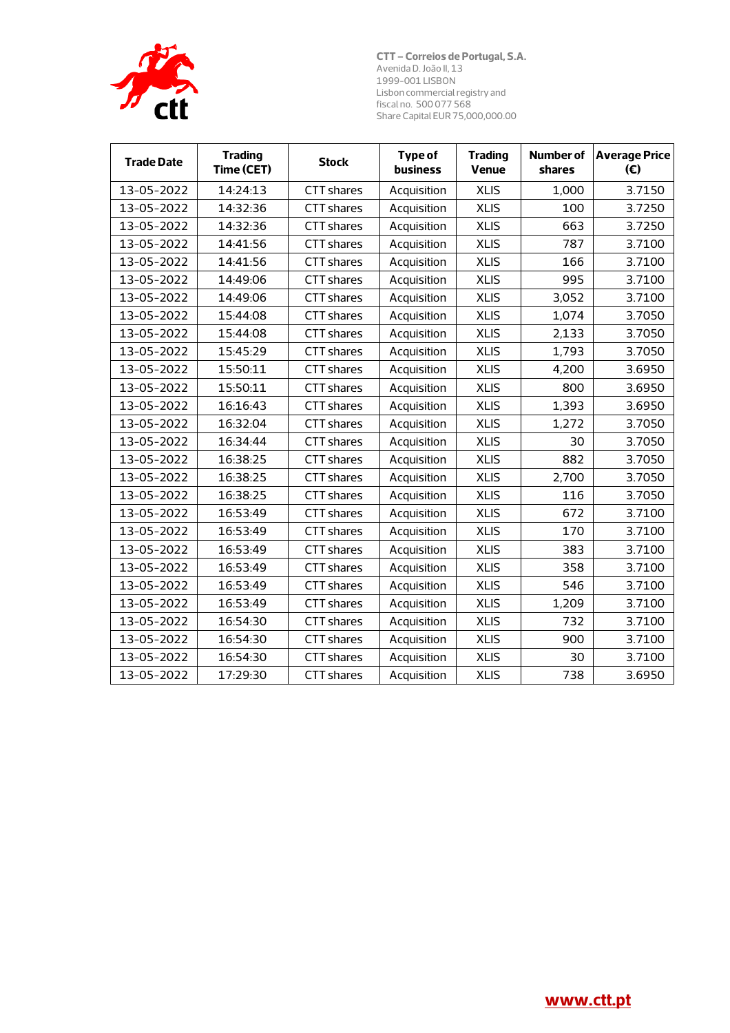CTT – Correios de Portugal, S.A.
Avenida D. João II, 13
1999-001 LISBON
Lisbon commercial registry and
fiscal no. 500 077 568
Share Capital EUR 75,000,000.00

| Trade Date | Trading Time (CET) | Stock | Type of business | Trading Venue | Number of shares | Average Price (€) |
|---|---|---|---|---|---|---|
| 13-05-2022 | 14:24:13 | CTT shares | Acquisition | XLIS | 1,000 | 3.7150 |
| 13-05-2022 | 14:32:36 | CTT shares | Acquisition | XLIS | 100 | 3.7250 |
| 13-05-2022 | 14:32:36 | CTT shares | Acquisition | XLIS | 663 | 3.7250 |
| 13-05-2022 | 14:41:56 | CTT shares | Acquisition | XLIS | 787 | 3.7100 |
| 13-05-2022 | 14:41:56 | CTT shares | Acquisition | XLIS | 166 | 3.7100 |
| 13-05-2022 | 14:49:06 | CTT shares | Acquisition | XLIS | 995 | 3.7100 |
| 13-05-2022 | 14:49:06 | CTT shares | Acquisition | XLIS | 3,052 | 3.7100 |
| 13-05-2022 | 15:44:08 | CTT shares | Acquisition | XLIS | 1,074 | 3.7050 |
| 13-05-2022 | 15:44:08 | CTT shares | Acquisition | XLIS | 2,133 | 3.7050 |
| 13-05-2022 | 15:45:29 | CTT shares | Acquisition | XLIS | 1,793 | 3.7050 |
| 13-05-2022 | 15:50:11 | CTT shares | Acquisition | XLIS | 4,200 | 3.6950 |
| 13-05-2022 | 15:50:11 | CTT shares | Acquisition | XLIS | 800 | 3.6950 |
| 13-05-2022 | 16:16:43 | CTT shares | Acquisition | XLIS | 1,393 | 3.6950 |
| 13-05-2022 | 16:32:04 | CTT shares | Acquisition | XLIS | 1,272 | 3.7050 |
| 13-05-2022 | 16:34:44 | CTT shares | Acquisition | XLIS | 30 | 3.7050 |
| 13-05-2022 | 16:38:25 | CTT shares | Acquisition | XLIS | 882 | 3.7050 |
| 13-05-2022 | 16:38:25 | CTT shares | Acquisition | XLIS | 2,700 | 3.7050 |
| 13-05-2022 | 16:38:25 | CTT shares | Acquisition | XLIS | 116 | 3.7050 |
| 13-05-2022 | 16:53:49 | CTT shares | Acquisition | XLIS | 672 | 3.7100 |
| 13-05-2022 | 16:53:49 | CTT shares | Acquisition | XLIS | 170 | 3.7100 |
| 13-05-2022 | 16:53:49 | CTT shares | Acquisition | XLIS | 383 | 3.7100 |
| 13-05-2022 | 16:53:49 | CTT shares | Acquisition | XLIS | 358 | 3.7100 |
| 13-05-2022 | 16:53:49 | CTT shares | Acquisition | XLIS | 546 | 3.7100 |
| 13-05-2022 | 16:53:49 | CTT shares | Acquisition | XLIS | 1,209 | 3.7100 |
| 13-05-2022 | 16:54:30 | CTT shares | Acquisition | XLIS | 732 | 3.7100 |
| 13-05-2022 | 16:54:30 | CTT shares | Acquisition | XLIS | 900 | 3.7100 |
| 13-05-2022 | 16:54:30 | CTT shares | Acquisition | XLIS | 30 | 3.7100 |
| 13-05-2022 | 17:29:30 | CTT shares | Acquisition | XLIS | 738 | 3.6950 |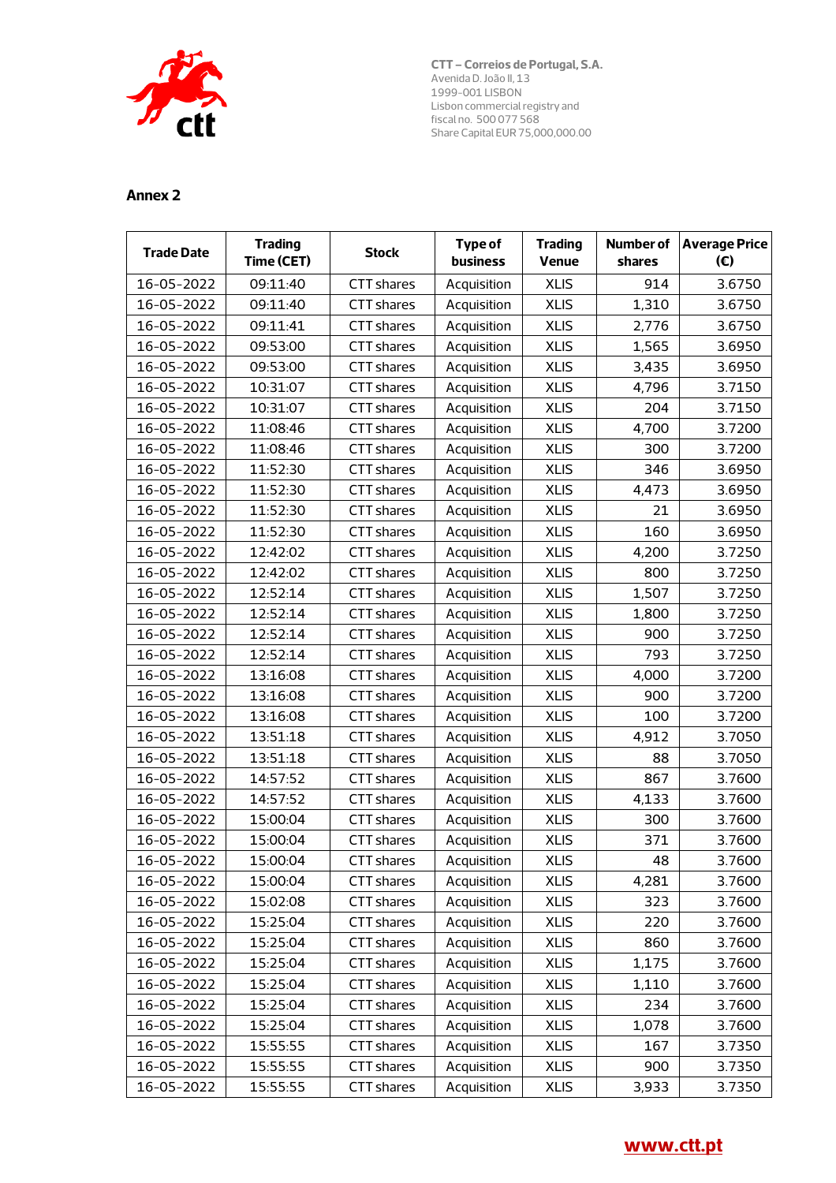CTT – Correios de Portugal, S.A.
Avenida D. João II, 13
1999-001 LISBON
Lisbon commercial registry and fiscal no. 500 077 568
Share Capital EUR 75,000,000.00

## Annex 2

| Trade Date | Trading Time (CET) | Stock | Type of business | Trading Venue | Number of shares | Average Price (€) |
|---|---|---|---|---|---|---|
| 16-05-2022 | 09:11:40 | CTT shares | Acquisition | XLIS | 914 | 3.6750 |
| 16-05-2022 | 09:11:40 | CTT shares | Acquisition | XLIS | 1,310 | 3.6750 |
| 16-05-2022 | 09:11:41 | CTT shares | Acquisition | XLIS | 2,776 | 3.6750 |
| 16-05-2022 | 09:53:00 | CTT shares | Acquisition | XLIS | 1,565 | 3.6950 |
| 16-05-2022 | 09:53:00 | CTT shares | Acquisition | XLIS | 3,435 | 3.6950 |
| 16-05-2022 | 10:31:07 | CTT shares | Acquisition | XLIS | 4,796 | 3.7150 |
| 16-05-2022 | 10:31:07 | CTT shares | Acquisition | XLIS | 204 | 3.7150 |
| 16-05-2022 | 11:08:46 | CTT shares | Acquisition | XLIS | 4,700 | 3.7200 |
| 16-05-2022 | 11:08:46 | CTT shares | Acquisition | XLIS | 300 | 3.7200 |
| 16-05-2022 | 11:52:30 | CTT shares | Acquisition | XLIS | 346 | 3.6950 |
| 16-05-2022 | 11:52:30 | CTT shares | Acquisition | XLIS | 4,473 | 3.6950 |
| 16-05-2022 | 11:52:30 | CTT shares | Acquisition | XLIS | 21 | 3.6950 |
| 16-05-2022 | 11:52:30 | CTT shares | Acquisition | XLIS | 160 | 3.6950 |
| 16-05-2022 | 12:42:02 | CTT shares | Acquisition | XLIS | 4,200 | 3.7250 |
| 16-05-2022 | 12:42:02 | CTT shares | Acquisition | XLIS | 800 | 3.7250 |
| 16-05-2022 | 12:52:14 | CTT shares | Acquisition | XLIS | 1,507 | 3.7250 |
| 16-05-2022 | 12:52:14 | CTT shares | Acquisition | XLIS | 1,800 | 3.7250 |
| 16-05-2022 | 12:52:14 | CTT shares | Acquisition | XLIS | 900 | 3.7250 |
| 16-05-2022 | 12:52:14 | CTT shares | Acquisition | XLIS | 793 | 3.7250 |
| 16-05-2022 | 13:16:08 | CTT shares | Acquisition | XLIS | 4,000 | 3.7200 |
| 16-05-2022 | 13:16:08 | CTT shares | Acquisition | XLIS | 900 | 3.7200 |
| 16-05-2022 | 13:16:08 | CTT shares | Acquisition | XLIS | 100 | 3.7200 |
| 16-05-2022 | 13:51:18 | CTT shares | Acquisition | XLIS | 4,912 | 3.7050 |
| 16-05-2022 | 13:51:18 | CTT shares | Acquisition | XLIS | 88 | 3.7050 |
| 16-05-2022 | 14:57:52 | CTT shares | Acquisition | XLIS | 867 | 3.7600 |
| 16-05-2022 | 14:57:52 | CTT shares | Acquisition | XLIS | 4,133 | 3.7600 |
| 16-05-2022 | 15:00:04 | CTT shares | Acquisition | XLIS | 300 | 3.7600 |
| 16-05-2022 | 15:00:04 | CTT shares | Acquisition | XLIS | 371 | 3.7600 |
| 16-05-2022 | 15:00:04 | CTT shares | Acquisition | XLIS | 48 | 3.7600 |
| 16-05-2022 | 15:00:04 | CTT shares | Acquisition | XLIS | 4,281 | 3.7600 |
| 16-05-2022 | 15:02:08 | CTT shares | Acquisition | XLIS | 323 | 3.7600 |
| 16-05-2022 | 15:25:04 | CTT shares | Acquisition | XLIS | 220 | 3.7600 |
| 16-05-2022 | 15:25:04 | CTT shares | Acquisition | XLIS | 860 | 3.7600 |
| 16-05-2022 | 15:25:04 | CTT shares | Acquisition | XLIS | 1,175 | 3.7600 |
| 16-05-2022 | 15:25:04 | CTT shares | Acquisition | XLIS | 1,110 | 3.7600 |
| 16-05-2022 | 15:25:04 | CTT shares | Acquisition | XLIS | 234 | 3.7600 |
| 16-05-2022 | 15:25:04 | CTT shares | Acquisition | XLIS | 1,078 | 3.7600 |
| 16-05-2022 | 15:55:55 | CTT shares | Acquisition | XLIS | 167 | 3.7350 |
| 16-05-2022 | 15:55:55 | CTT shares | Acquisition | XLIS | 900 | 3.7350 |
| 16-05-2022 | 15:55:55 | CTT shares | Acquisition | XLIS | 3,933 | 3.7350 |

www.ctt.pt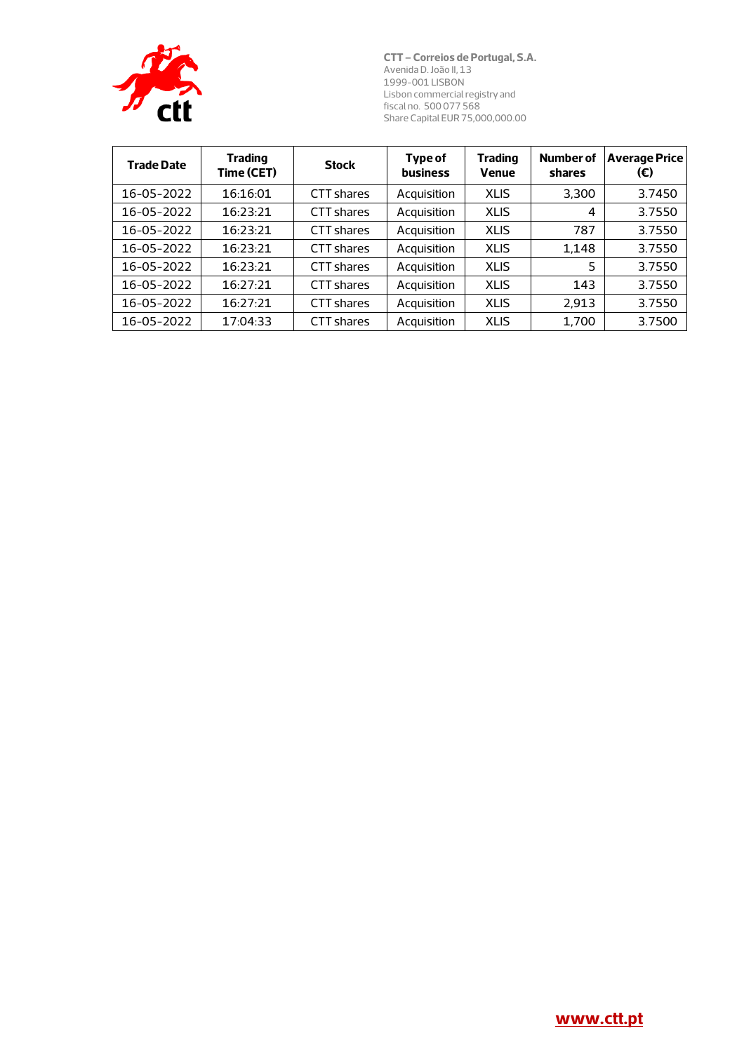| Trade Date | Trading Time (CET) | Stock | Type of business | Trading Venue | Number of shares | Average Price (€) |
|---|---|---|---|---|---|---|
| 16-05-2022 | 16:16:01 | CTT shares | Acquisition | XLIS | 3,300 | 3.7450 |
| 16-05-2022 | 16:23:21 | CTT shares | Acquisition | XLIS | 4 | 3.7550 |
| 16-05-2022 | 16:23:21 | CTT shares | Acquisition | XLIS | 787 | 3.7550 |
| 16-05-2022 | 16:23:21 | CTT shares | Acquisition | XLIS | 1,148 | 3.7550 |
| 16-05-2022 | 16:23:21 | CTT shares | Acquisition | XLIS | 5 | 3.7550 |
| 16-05-2022 | 16:27:21 | CTT shares | Acquisition | XLIS | 143 | 3.7550 |
| 16-05-2022 | 16:27:21 | CTT shares | Acquisition | XLIS | 2,913 | 3.7550 |
| 16-05-2022 | 17:04:33 | CTT shares | Acquisition | XLIS | 1,700 | 3.7500 |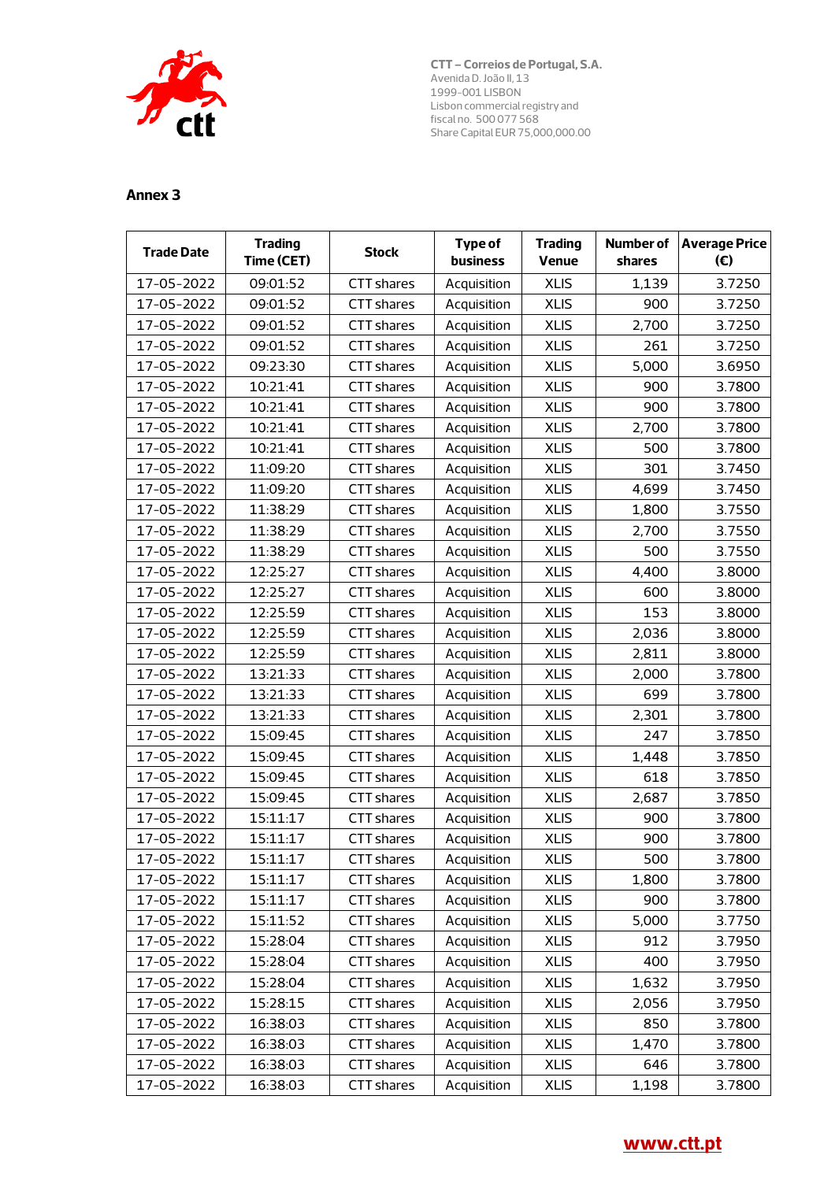CTT – Correios de Portugal, S.A.
Avenida D. João II, 13
1999-001 LISBON
Lisbon commercial registry and
fiscal no. 500 077 568
Share Capital EUR 75,000,000.00

## Annex 3

| Trade Date | Trading Time (CET) | Stock | Type of business | Trading Venue | Number of shares | Average Price (€) |
|---|---|---|---|---|---|---|
| 17-05-2022 | 09:01:52 | CTT shares | Acquisition | XLIS | 1,139 | 3.7250 |
| 17-05-2022 | 09:01:52 | CTT shares | Acquisition | XLIS | 900 | 3.7250 |
| 17-05-2022 | 09:01:52 | CTT shares | Acquisition | XLIS | 2,700 | 3.7250 |
| 17-05-2022 | 09:01:52 | CTT shares | Acquisition | XLIS | 261 | 3.7250 |
| 17-05-2022 | 09:23:30 | CTT shares | Acquisition | XLIS | 5,000 | 3.6950 |
| 17-05-2022 | 10:21:41 | CTT shares | Acquisition | XLIS | 900 | 3.7800 |
| 17-05-2022 | 10:21:41 | CTT shares | Acquisition | XLIS | 900 | 3.7800 |
| 17-05-2022 | 10:21:41 | CTT shares | Acquisition | XLIS | 2,700 | 3.7800 |
| 17-05-2022 | 10:21:41 | CTT shares | Acquisition | XLIS | 500 | 3.7800 |
| 17-05-2022 | 11:09:20 | CTT shares | Acquisition | XLIS | 301 | 3.7450 |
| 17-05-2022 | 11:09:20 | CTT shares | Acquisition | XLIS | 4,699 | 3.7450 |
| 17-05-2022 | 11:38:29 | CTT shares | Acquisition | XLIS | 1,800 | 3.7550 |
| 17-05-2022 | 11:38:29 | CTT shares | Acquisition | XLIS | 2,700 | 3.7550 |
| 17-05-2022 | 11:38:29 | CTT shares | Acquisition | XLIS | 500 | 3.7550 |
| 17-05-2022 | 12:25:27 | CTT shares | Acquisition | XLIS | 4,400 | 3.8000 |
| 17-05-2022 | 12:25:27 | CTT shares | Acquisition | XLIS | 600 | 3.8000 |
| 17-05-2022 | 12:25:59 | CTT shares | Acquisition | XLIS | 153 | 3.8000 |
| 17-05-2022 | 12:25:59 | CTT shares | Acquisition | XLIS | 2,036 | 3.8000 |
| 17-05-2022 | 12:25:59 | CTT shares | Acquisition | XLIS | 2,811 | 3.8000 |
| 17-05-2022 | 13:21:33 | CTT shares | Acquisition | XLIS | 2,000 | 3.7800 |
| 17-05-2022 | 13:21:33 | CTT shares | Acquisition | XLIS | 699 | 3.7800 |
| 17-05-2022 | 13:21:33 | CTT shares | Acquisition | XLIS | 2,301 | 3.7800 |
| 17-05-2022 | 15:09:45 | CTT shares | Acquisition | XLIS | 247 | 3.7850 |
| 17-05-2022 | 15:09:45 | CTT shares | Acquisition | XLIS | 1,448 | 3.7850 |
| 17-05-2022 | 15:09:45 | CTT shares | Acquisition | XLIS | 618 | 3.7850 |
| 17-05-2022 | 15:09:45 | CTT shares | Acquisition | XLIS | 2,687 | 3.7850 |
| 17-05-2022 | 15:11:17 | CTT shares | Acquisition | XLIS | 900 | 3.7800 |
| 17-05-2022 | 15:11:17 | CTT shares | Acquisition | XLIS | 900 | 3.7800 |
| 17-05-2022 | 15:11:17 | CTT shares | Acquisition | XLIS | 500 | 3.7800 |
| 17-05-2022 | 15:11:17 | CTT shares | Acquisition | XLIS | 1,800 | 3.7800 |
| 17-05-2022 | 15:11:17 | CTT shares | Acquisition | XLIS | 900 | 3.7800 |
| 17-05-2022 | 15:11:52 | CTT shares | Acquisition | XLIS | 5,000 | 3.7750 |
| 17-05-2022 | 15:28:04 | CTT shares | Acquisition | XLIS | 912 | 3.7950 |
| 17-05-2022 | 15:28:04 | CTT shares | Acquisition | XLIS | 400 | 3.7950 |
| 17-05-2022 | 15:28:04 | CTT shares | Acquisition | XLIS | 1,632 | 3.7950 |
| 17-05-2022 | 15:28:15 | CTT shares | Acquisition | XLIS | 2,056 | 3.7950 |
| 17-05-2022 | 16:38:03 | CTT shares | Acquisition | XLIS | 850 | 3.7800 |
| 17-05-2022 | 16:38:03 | CTT shares | Acquisition | XLIS | 1,470 | 3.7800 |
| 17-05-2022 | 16:38:03 | CTT shares | Acquisition | XLIS | 646 | 3.7800 |
| 17-05-2022 | 16:38:03 | CTT shares | Acquisition | XLIS | 1,198 | 3.7800 |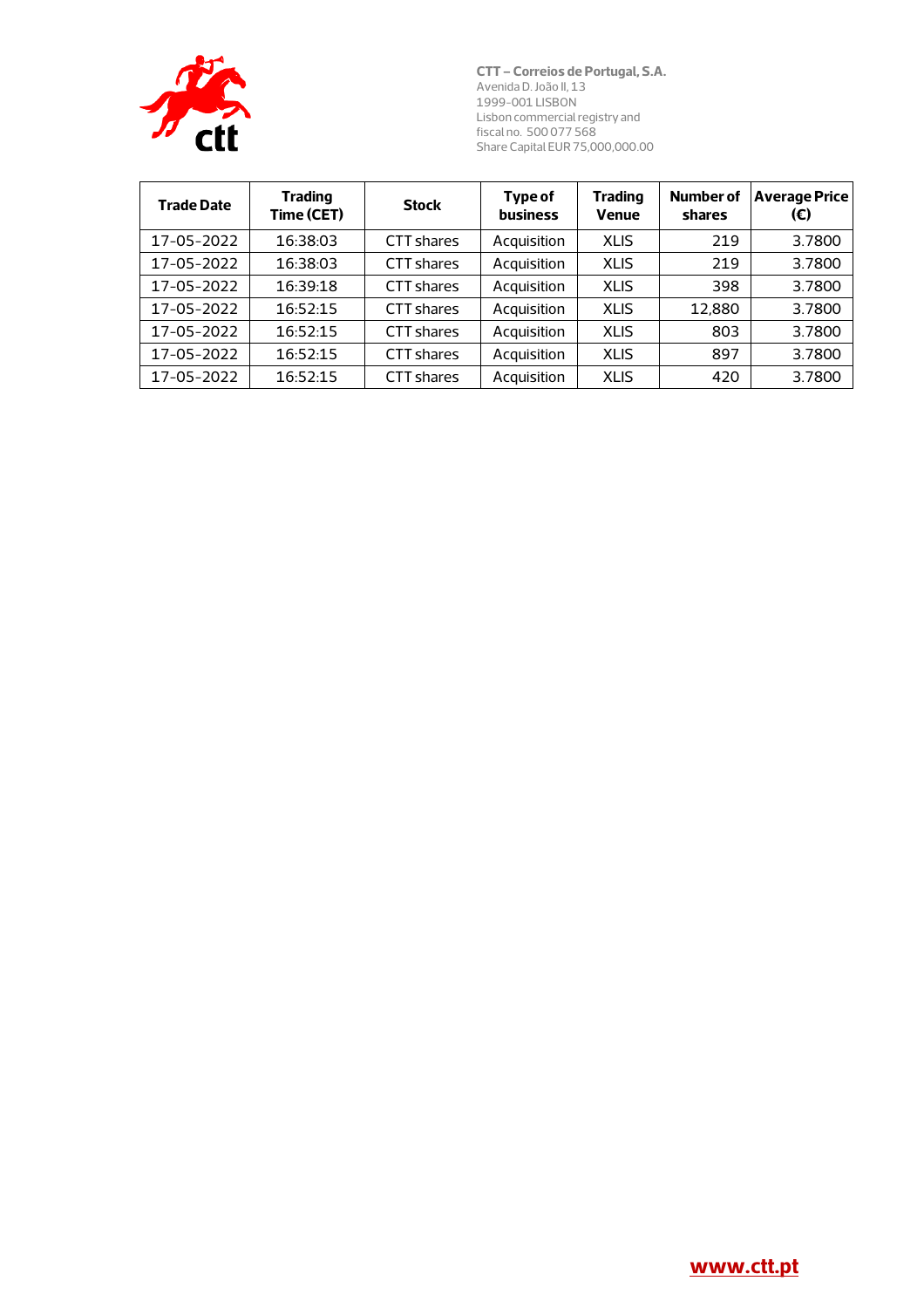**CTT – Correios de Portugal, S.A.**
Avenida D. João II, 13
1999-001 LISBON
Lisbon commercial registry and
fiscal no. 500 077 568
Share Capital EUR 75,000,000.00

| Trade Date | Trading Time (CET) | Stock | Type of business | Trading Venue | Number of shares | Average Price (€) |
|---|---|---|---|---|---|---|
| 17-05-2022 | 16:38:03 | CTT shares | Acquisition | XLIS | 219 | 3.7800 |
| 17-05-2022 | 16:38:03 | CTT shares | Acquisition | XLIS | 219 | 3.7800 |
| 17-05-2022 | 16:39:18 | CTT shares | Acquisition | XLIS | 398 | 3.7800 |
| 17-05-2022 | 16:52:15 | CTT shares | Acquisition | XLIS | 12,880 | 3.7800 |
| 17-05-2022 | 16:52:15 | CTT shares | Acquisition | XLIS | 803 | 3.7800 |
| 17-05-2022 | 16:52:15 | CTT shares | Acquisition | XLIS | 897 | 3.7800 |
| 17-05-2022 | 16:52:15 | CTT shares | Acquisition | XLIS | 420 | 3.7800 |

www.ctt.pt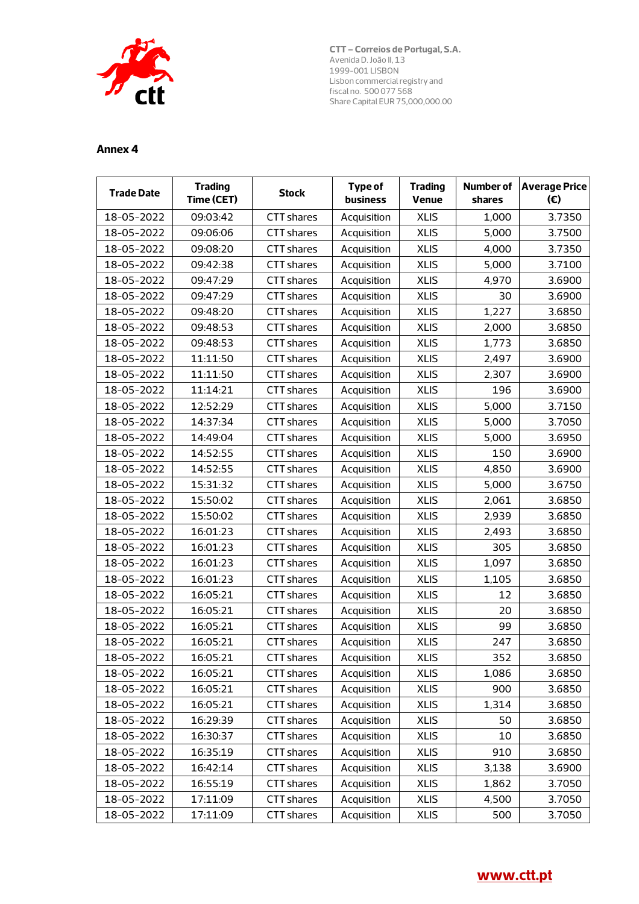CTT – Correios de Portugal, S.A.
Avenida D. João II, 13
1999-001 LISBON
Lisbon commercial registry and
fiscal no. 500 077 568
Share Capital EUR 75,000,000.00

## Annex 4

| Trade Date | Trading Time (CET) | Stock | Type of business | Trading Venue | Number of shares | Average Price (€) |
|---|---|---|---|---|---|---|
| 18-05-2022 | 09:03:42 | CTT shares | Acquisition | XLIS | 1,000 | 3.7350 |
| 18-05-2022 | 09:06:06 | CTT shares | Acquisition | XLIS | 5,000 | 3.7500 |
| 18-05-2022 | 09:08:20 | CTT shares | Acquisition | XLIS | 4,000 | 3.7350 |
| 18-05-2022 | 09:42:38 | CTT shares | Acquisition | XLIS | 5,000 | 3.7100 |
| 18-05-2022 | 09:47:29 | CTT shares | Acquisition | XLIS | 4,970 | 3.6900 |
| 18-05-2022 | 09:47:29 | CTT shares | Acquisition | XLIS | 30 | 3.6900 |
| 18-05-2022 | 09:48:20 | CTT shares | Acquisition | XLIS | 1,227 | 3.6850 |
| 18-05-2022 | 09:48:53 | CTT shares | Acquisition | XLIS | 2,000 | 3.6850 |
| 18-05-2022 | 09:48:53 | CTT shares | Acquisition | XLIS | 1,773 | 3.6850 |
| 18-05-2022 | 11:11:50 | CTT shares | Acquisition | XLIS | 2,497 | 3.6900 |
| 18-05-2022 | 11:11:50 | CTT shares | Acquisition | XLIS | 2,307 | 3.6900 |
| 18-05-2022 | 11:14:21 | CTT shares | Acquisition | XLIS | 196 | 3.6900 |
| 18-05-2022 | 12:52:29 | CTT shares | Acquisition | XLIS | 5,000 | 3.7150 |
| 18-05-2022 | 14:37:34 | CTT shares | Acquisition | XLIS | 5,000 | 3.7050 |
| 18-05-2022 | 14:49:04 | CTT shares | Acquisition | XLIS | 5,000 | 3.6950 |
| 18-05-2022 | 14:52:55 | CTT shares | Acquisition | XLIS | 150 | 3.6900 |
| 18-05-2022 | 14:52:55 | CTT shares | Acquisition | XLIS | 4,850 | 3.6900 |
| 18-05-2022 | 15:31:32 | CTT shares | Acquisition | XLIS | 5,000 | 3.6750 |
| 18-05-2022 | 15:50:02 | CTT shares | Acquisition | XLIS | 2,061 | 3.6850 |
| 18-05-2022 | 15:50:02 | CTT shares | Acquisition | XLIS | 2,939 | 3.6850 |
| 18-05-2022 | 16:01:23 | CTT shares | Acquisition | XLIS | 2,493 | 3.6850 |
| 18-05-2022 | 16:01:23 | CTT shares | Acquisition | XLIS | 305 | 3.6850 |
| 18-05-2022 | 16:01:23 | CTT shares | Acquisition | XLIS | 1,097 | 3.6850 |
| 18-05-2022 | 16:01:23 | CTT shares | Acquisition | XLIS | 1,105 | 3.6850 |
| 18-05-2022 | 16:05:21 | CTT shares | Acquisition | XLIS | 12 | 3.6850 |
| 18-05-2022 | 16:05:21 | CTT shares | Acquisition | XLIS | 20 | 3.6850 |
| 18-05-2022 | 16:05:21 | CTT shares | Acquisition | XLIS | 99 | 3.6850 |
| 18-05-2022 | 16:05:21 | CTT shares | Acquisition | XLIS | 247 | 3.6850 |
| 18-05-2022 | 16:05:21 | CTT shares | Acquisition | XLIS | 352 | 3.6850 |
| 18-05-2022 | 16:05:21 | CTT shares | Acquisition | XLIS | 1,086 | 3.6850 |
| 18-05-2022 | 16:05:21 | CTT shares | Acquisition | XLIS | 900 | 3.6850 |
| 18-05-2022 | 16:05:21 | CTT shares | Acquisition | XLIS | 1,314 | 3.6850 |
| 18-05-2022 | 16:29:39 | CTT shares | Acquisition | XLIS | 50 | 3.6850 |
| 18-05-2022 | 16:30:37 | CTT shares | Acquisition | XLIS | 10 | 3.6850 |
| 18-05-2022 | 16:35:19 | CTT shares | Acquisition | XLIS | 910 | 3.6850 |
| 18-05-2022 | 16:42:14 | CTT shares | Acquisition | XLIS | 3,138 | 3.6900 |
| 18-05-2022 | 16:55:19 | CTT shares | Acquisition | XLIS | 1,862 | 3.7050 |
| 18-05-2022 | 17:11:09 | CTT shares | Acquisition | XLIS | 4,500 | 3.7050 |
| 18-05-2022 | 17:11:09 | CTT shares | Acquisition | XLIS | 500 | 3.7050 |

www.ctt.pt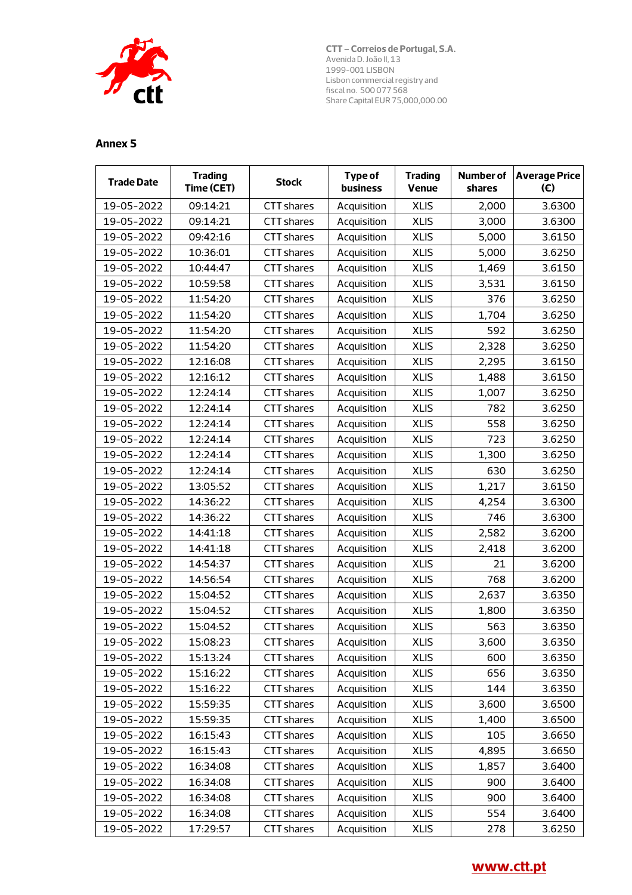CTT – Correios de Portugal, S.A.
Avenida D. João II, 13
1999-001 LISBON
Lisbon commercial registry and fiscal no. 500 077 568
Share Capital EUR 75,000,000.00

## Annex 5

| Trade Date | Trading Time (CET) | Stock | Type of business | Trading Venue | Number of shares | Average Price (€) |
|---|---|---|---|---|---|---|
| 19-05-2022 | 09:14:21 | CTT shares | Acquisition | XLIS | 2,000 | 3.6300 |
| 19-05-2022 | 09:14:21 | CTT shares | Acquisition | XLIS | 3,000 | 3.6300 |
| 19-05-2022 | 09:42:16 | CTT shares | Acquisition | XLIS | 5,000 | 3.6150 |
| 19-05-2022 | 10:36:01 | CTT shares | Acquisition | XLIS | 5,000 | 3.6250 |
| 19-05-2022 | 10:44:47 | CTT shares | Acquisition | XLIS | 1,469 | 3.6150 |
| 19-05-2022 | 10:59:58 | CTT shares | Acquisition | XLIS | 3,531 | 3.6150 |
| 19-05-2022 | 11:54:20 | CTT shares | Acquisition | XLIS | 376 | 3.6250 |
| 19-05-2022 | 11:54:20 | CTT shares | Acquisition | XLIS | 1,704 | 3.6250 |
| 19-05-2022 | 11:54:20 | CTT shares | Acquisition | XLIS | 592 | 3.6250 |
| 19-05-2022 | 11:54:20 | CTT shares | Acquisition | XLIS | 2,328 | 3.6250 |
| 19-05-2022 | 12:16:08 | CTT shares | Acquisition | XLIS | 2,295 | 3.6150 |
| 19-05-2022 | 12:16:12 | CTT shares | Acquisition | XLIS | 1,488 | 3.6150 |
| 19-05-2022 | 12:24:14 | CTT shares | Acquisition | XLIS | 1,007 | 3.6250 |
| 19-05-2022 | 12:24:14 | CTT shares | Acquisition | XLIS | 782 | 3.6250 |
| 19-05-2022 | 12:24:14 | CTT shares | Acquisition | XLIS | 558 | 3.6250 |
| 19-05-2022 | 12:24:14 | CTT shares | Acquisition | XLIS | 723 | 3.6250 |
| 19-05-2022 | 12:24:14 | CTT shares | Acquisition | XLIS | 1,300 | 3.6250 |
| 19-05-2022 | 12:24:14 | CTT shares | Acquisition | XLIS | 630 | 3.6250 |
| 19-05-2022 | 13:05:52 | CTT shares | Acquisition | XLIS | 1,217 | 3.6150 |
| 19-05-2022 | 14:36:22 | CTT shares | Acquisition | XLIS | 4,254 | 3.6300 |
| 19-05-2022 | 14:36:22 | CTT shares | Acquisition | XLIS | 746 | 3.6300 |
| 19-05-2022 | 14:41:18 | CTT shares | Acquisition | XLIS | 2,582 | 3.6200 |
| 19-05-2022 | 14:41:18 | CTT shares | Acquisition | XLIS | 2,418 | 3.6200 |
| 19-05-2022 | 14:54:37 | CTT shares | Acquisition | XLIS | 21 | 3.6200 |
| 19-05-2022 | 14:56:54 | CTT shares | Acquisition | XLIS | 768 | 3.6200 |
| 19-05-2022 | 15:04:52 | CTT shares | Acquisition | XLIS | 2,637 | 3.6350 |
| 19-05-2022 | 15:04:52 | CTT shares | Acquisition | XLIS | 1,800 | 3.6350 |
| 19-05-2022 | 15:04:52 | CTT shares | Acquisition | XLIS | 563 | 3.6350 |
| 19-05-2022 | 15:08:23 | CTT shares | Acquisition | XLIS | 3,600 | 3.6350 |
| 19-05-2022 | 15:13:24 | CTT shares | Acquisition | XLIS | 600 | 3.6350 |
| 19-05-2022 | 15:16:22 | CTT shares | Acquisition | XLIS | 656 | 3.6350 |
| 19-05-2022 | 15:16:22 | CTT shares | Acquisition | XLIS | 144 | 3.6350 |
| 19-05-2022 | 15:59:35 | CTT shares | Acquisition | XLIS | 3,600 | 3.6500 |
| 19-05-2022 | 15:59:35 | CTT shares | Acquisition | XLIS | 1,400 | 3.6500 |
| 19-05-2022 | 16:15:43 | CTT shares | Acquisition | XLIS | 105 | 3.6650 |
| 19-05-2022 | 16:15:43 | CTT shares | Acquisition | XLIS | 4,895 | 3.6650 |
| 19-05-2022 | 16:34:08 | CTT shares | Acquisition | XLIS | 1,857 | 3.6400 |
| 19-05-2022 | 16:34:08 | CTT shares | Acquisition | XLIS | 900 | 3.6400 |
| 19-05-2022 | 16:34:08 | CTT shares | Acquisition | XLIS | 900 | 3.6400 |
| 19-05-2022 | 16:34:08 | CTT shares | Acquisition | XLIS | 554 | 3.6400 |
| 19-05-2022 | 17:29:57 | CTT shares | Acquisition | XLIS | 278 | 3.6250 |

www.ctt.pt